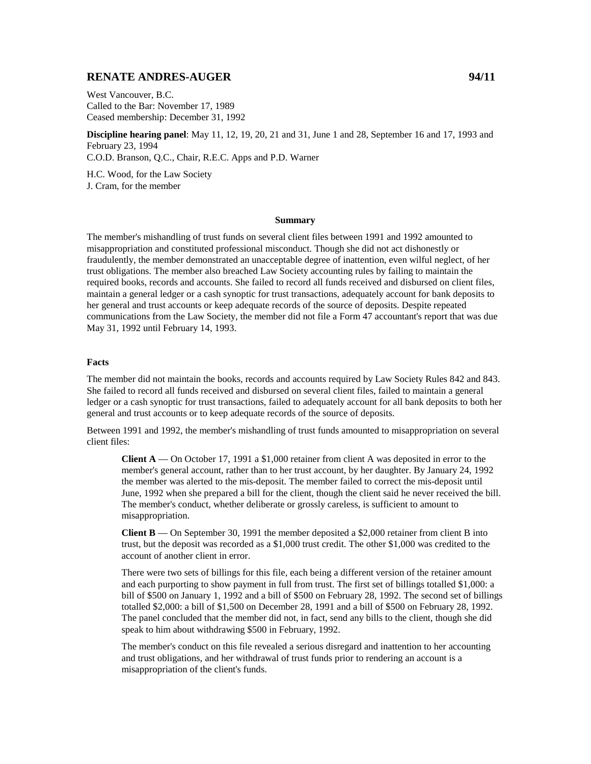# RENATE ANDRES-AUGER 94/11

West Vancouver, B.C.
Called to the Bar: November 17, 1989
Ceased membership: December 31, 1992

**Discipline hearing panel**: May 11, 12, 19, 20, 21 and 31, June 1 and 28, September 16 and 17, 1993 and February 23, 1994
C.O.D. Branson, Q.C., Chair, R.E.C. Apps and P.D. Warner

H.C. Wood, for the Law Society
J. Cram, for the member

## Summary

The member's mishandling of trust funds on several client files between 1991 and 1992 amounted to misappropriation and constituted professional misconduct. Though she did not act dishonestly or fraudulently, the member demonstrated an unacceptable degree of inattention, even wilful neglect, of her trust obligations. The member also breached Law Society accounting rules by failing to maintain the required books, records and accounts. She failed to record all funds received and disbursed on client files, maintain a general ledger or a cash synoptic for trust transactions, adequately account for bank deposits to her general and trust accounts or keep adequate records of the source of deposits. Despite repeated communications from the Law Society, the member did not file a Form 47 accountant's report that was due May 31, 1992 until February 14, 1993.

### Facts

The member did not maintain the books, records and accounts required by Law Society Rules 842 and 843. She failed to record all funds received and disbursed on several client files, failed to maintain a general ledger or a cash synoptic for trust transactions, failed to adequately account for all bank deposits to both her general and trust accounts or to keep adequate records of the source of deposits.

Between 1991 and 1992, the member's mishandling of trust funds amounted to misappropriation on several client files:

> **Client A** — On October 17, 1991 a $1,000 retainer from client A was deposited in error to the member's general account, rather than to her trust account, by her daughter. By January 24, 1992 the member was alerted to the mis-deposit. The member failed to correct the mis-deposit until June, 1992 when she prepared a bill for the client, though the client said he never received the bill. The member's conduct, whether deliberate or grossly careless, is sufficient to amount to misappropriation.
>
> **Client B** — On September 30, 1991 the member deposited a $2,000 retainer from client B into trust, but the deposit was recorded as a $1,000 trust credit. The other $1,000 was credited to the account of another client in error.
>
> There were two sets of billings for this file, each being a different version of the retainer amount and each purporting to show payment in full from trust. The first set of billings totalled $1,000: a bill of $500 on January 1, 1992 and a bill of $500 on February 28, 1992. The second set of billings totalled $2,000: a bill of $1,500 on December 28, 1991 and a bill of $500 on February 28, 1992. The panel concluded that the member did not, in fact, send any bills to the client, though she did speak to him about withdrawing $500 in February, 1992.
>
> The member's conduct on this file revealed a serious disregard and inattention to her accounting and trust obligations, and her withdrawal of trust funds prior to rendering an account is a misappropriation of the client's funds.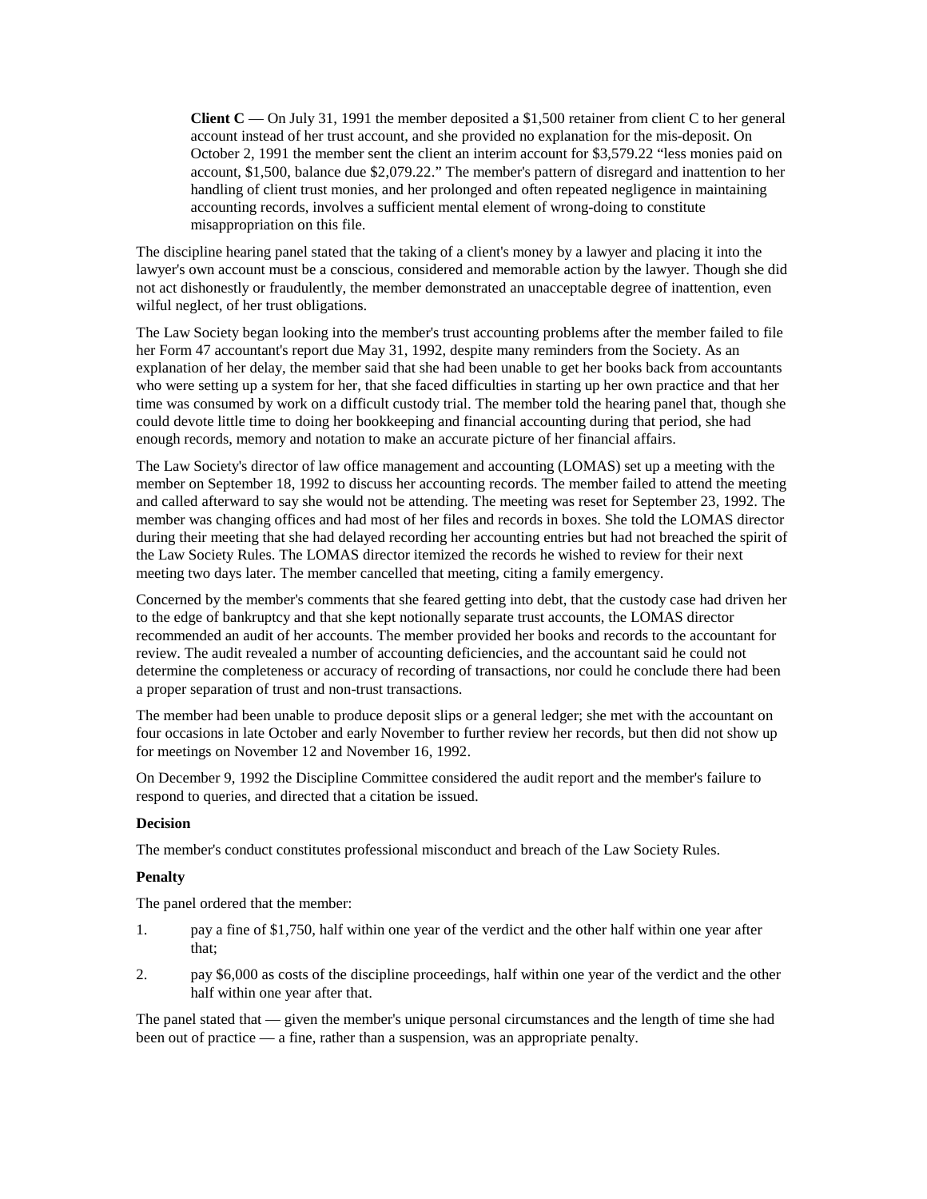**Client C** — On July 31, 1991 the member deposited a $1,500 retainer from client C to her general account instead of her trust account, and she provided no explanation for the mis-deposit. On October 2, 1991 the member sent the client an interim account for $3,579.22 "less monies paid on account, $1,500, balance due $2,079.22." The member's pattern of disregard and inattention to her handling of client trust monies, and her prolonged and often repeated negligence in maintaining accounting records, involves a sufficient mental element of wrong-doing to constitute misappropriation on this file.

The discipline hearing panel stated that the taking of a client's money by a lawyer and placing it into the lawyer's own account must be a conscious, considered and memorable action by the lawyer. Though she did not act dishonestly or fraudulently, the member demonstrated an unacceptable degree of inattention, even wilful neglect, of her trust obligations.

The Law Society began looking into the member's trust accounting problems after the member failed to file her Form 47 accountant's report due May 31, 1992, despite many reminders from the Society. As an explanation of her delay, the member said that she had been unable to get her books back from accountants who were setting up a system for her, that she faced difficulties in starting up her own practice and that her time was consumed by work on a difficult custody trial. The member told the hearing panel that, though she could devote little time to doing her bookkeeping and financial accounting during that period, she had enough records, memory and notation to make an accurate picture of her financial affairs.

The Law Society's director of law office management and accounting (LOMAS) set up a meeting with the member on September 18, 1992 to discuss her accounting records. The member failed to attend the meeting and called afterward to say she would not be attending. The meeting was reset for September 23, 1992. The member was changing offices and had most of her files and records in boxes. She told the LOMAS director during their meeting that she had delayed recording her accounting entries but had not breached the spirit of the Law Society Rules. The LOMAS director itemized the records he wished to review for their next meeting two days later. The member cancelled that meeting, citing a family emergency.

Concerned by the member's comments that she feared getting into debt, that the custody case had driven her to the edge of bankruptcy and that she kept notionally separate trust accounts, the LOMAS director recommended an audit of her accounts. The member provided her books and records to the accountant for review. The audit revealed a number of accounting deficiencies, and the accountant said he could not determine the completeness or accuracy of recording of transactions, nor could he conclude there had been a proper separation of trust and non-trust transactions.

The member had been unable to produce deposit slips or a general ledger; she met with the accountant on four occasions in late October and early November to further review her records, but then did not show up for meetings on November 12 and November 16, 1992.

On December 9, 1992 the Discipline Committee considered the audit report and the member's failure to respond to queries, and directed that a citation be issued.

**Decision**

The member's conduct constitutes professional misconduct and breach of the Law Society Rules.

**Penalty**

The panel ordered that the member:

1. pay a fine of $1,750, half within one year of the verdict and the other half within one year after that;
2. pay $6,000 as costs of the discipline proceedings, half within one year of the verdict and the other half within one year after that.

The panel stated that — given the member's unique personal circumstances and the length of time she had been out of practice — a fine, rather than a suspension, was an appropriate penalty.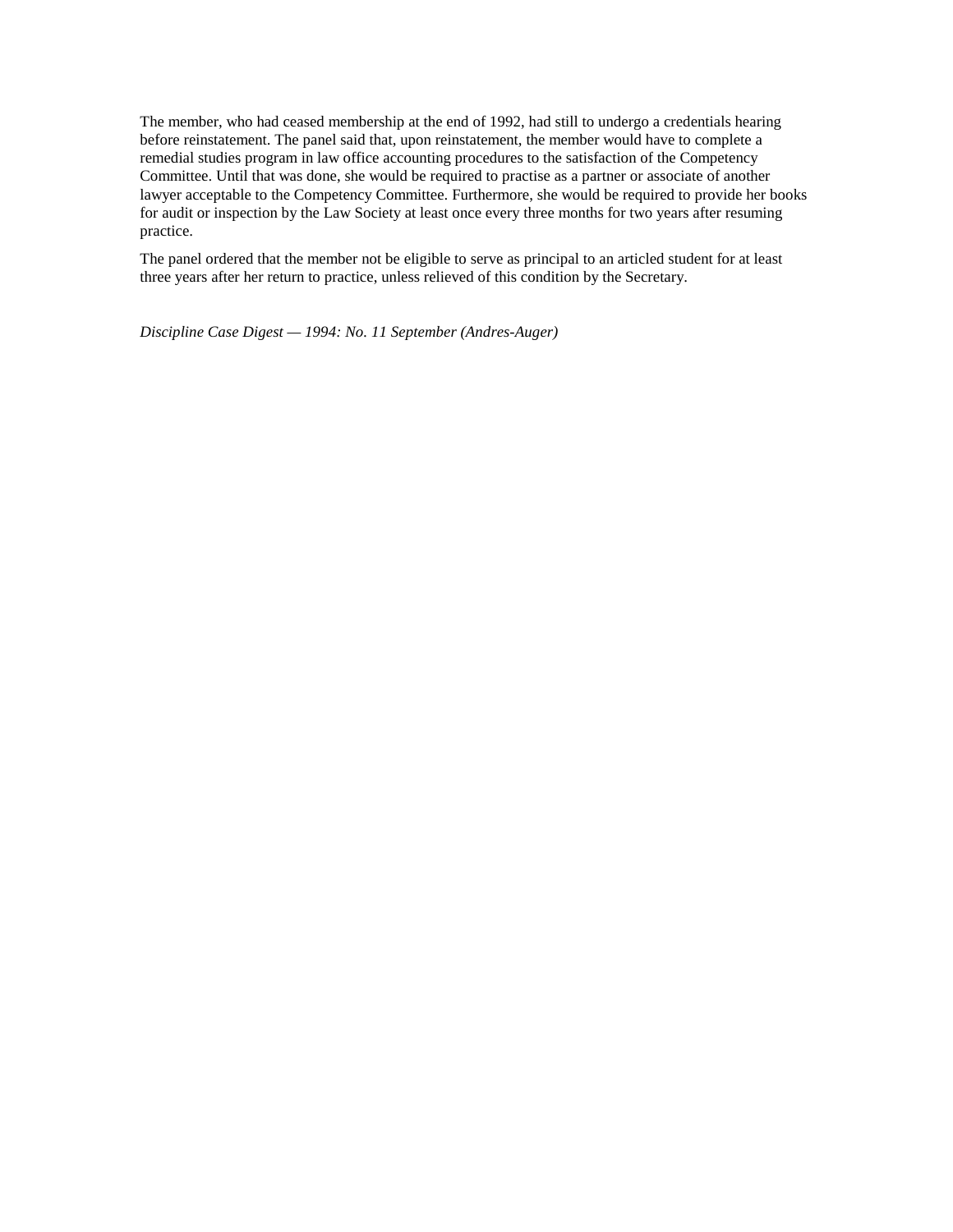The member, who had ceased membership at the end of 1992, had still to undergo a credentials hearing before reinstatement. The panel said that, upon reinstatement, the member would have to complete a remedial studies program in law office accounting procedures to the satisfaction of the Competency Committee. Until that was done, she would be required to practise as a partner or associate of another lawyer acceptable to the Competency Committee. Furthermore, she would be required to provide her books for audit or inspection by the Law Society at least once every three months for two years after resuming practice.

The panel ordered that the member not be eligible to serve as principal to an articled student for at least three years after her return to practice, unless relieved of this condition by the Secretary.

*Discipline Case Digest — 1994: No. 11 September (Andres-Auger)*